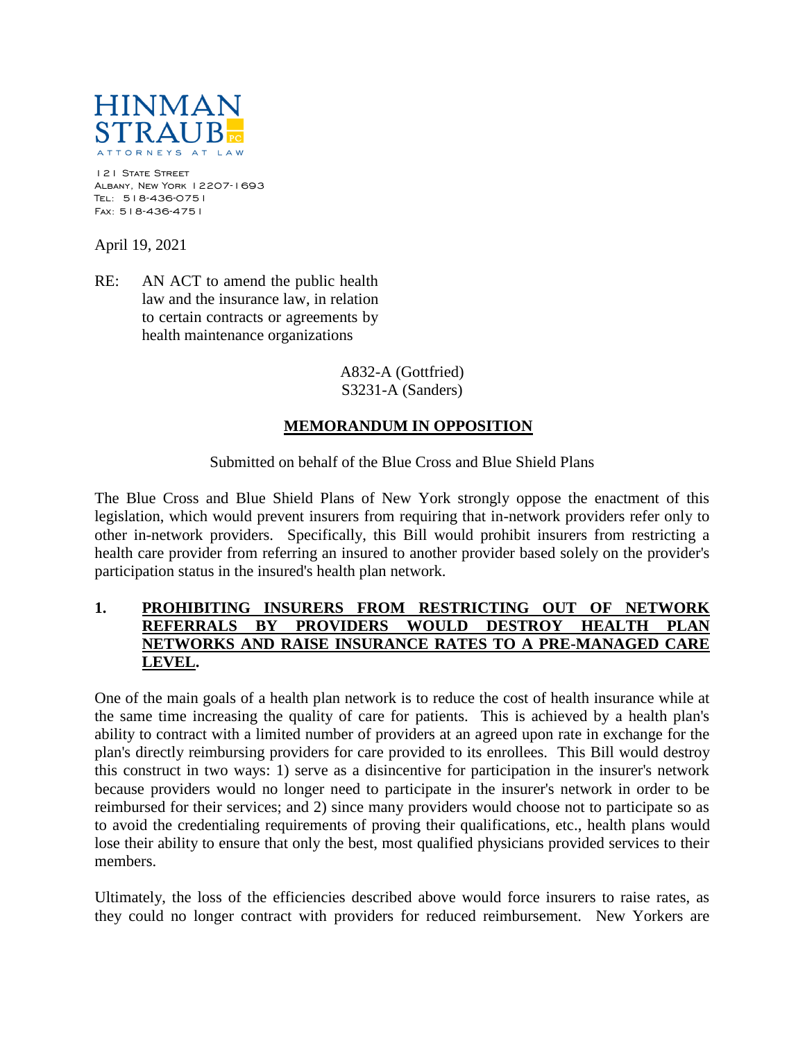HINMAN STRAUB PC

ATTORNEYS AT LAW

121 State Street
Albany, New York 12207-1693
Tel: 518-436-0751
Fax: 518-436-4751

April 19, 2021

RE: AN ACT to amend the public health law and the insurance law, in relation to certain contracts or agreements by health maintenance organizations

A832-A (Gottfried)
S3231-A (Sanders)

**MEMORANDUM IN OPPOSITION**

Submitted on behalf of the Blue Cross and Blue Shield Plans

The Blue Cross and Blue Shield Plans of New York strongly oppose the enactment of this legislation, which would prevent insurers from requiring that in-network providers refer only to other in-network providers. Specifically, this Bill would prohibit insurers from restricting a health care provider from referring an insured to another provider based solely on the provider's participation status in the insured's health plan network.

**1. PROHIBITING INSURERS FROM RESTRICTING OUT OF NETWORK REFERRALS BY PROVIDERS WOULD DESTROY HEALTH PLAN NETWORKS AND RAISE INSURANCE RATES TO A PRE-MANAGED CARE LEVEL.**

One of the main goals of a health plan network is to reduce the cost of health insurance while at the same time increasing the quality of care for patients. This is achieved by a health plan's ability to contract with a limited number of providers at an agreed upon rate in exchange for the plan's directly reimbursing providers for care provided to its enrollees. This Bill would destroy this construct in two ways: 1) serve as a disincentive for participation in the insurer's network because providers would no longer need to participate in the insurer's network in order to be reimbursed for their services; and 2) since many providers would choose not to participate so as to avoid the credentialing requirements of proving their qualifications, etc., health plans would lose their ability to ensure that only the best, most qualified physicians provided services to their members.

Ultimately, the loss of the efficiencies described above would force insurers to raise rates, as they could no longer contract with providers for reduced reimbursement. New Yorkers are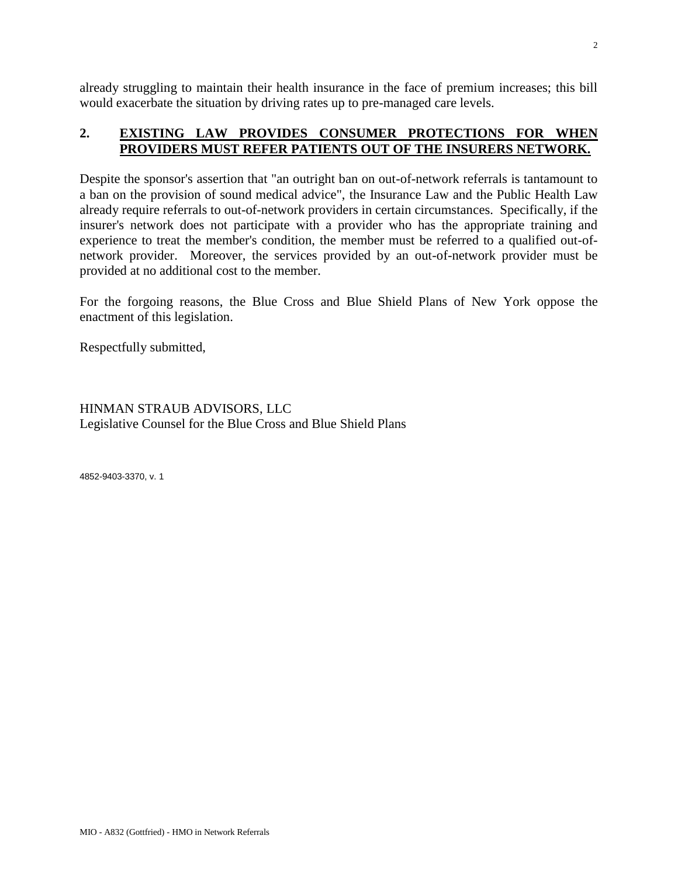already struggling to maintain their health insurance in the face of premium increases; this bill would exacerbate the situation by driving rates up to pre-managed care levels.

## 2. EXISTING LAW PROVIDES CONSUMER PROTECTIONS FOR WHEN PROVIDERS MUST REFER PATIENTS OUT OF THE INSURERS NETWORK.

Despite the sponsor's assertion that "an outright ban on out-of-network referrals is tantamount to a ban on the provision of sound medical advice", the Insurance Law and the Public Health Law already require referrals to out-of-network providers in certain circumstances. Specifically, if the insurer's network does not participate with a provider who has the appropriate training and experience to treat the member's condition, the member must be referred to a qualified out-of-network provider. Moreover, the services provided by an out-of-network provider must be provided at no additional cost to the member.

For the forgoing reasons, the Blue Cross and Blue Shield Plans of New York oppose the enactment of this legislation.

Respectfully submitted,

HINMAN STRAUB ADVISORS, LLC
Legislative Counsel for the Blue Cross and Blue Shield Plans

4852-9403-3370, v. 1